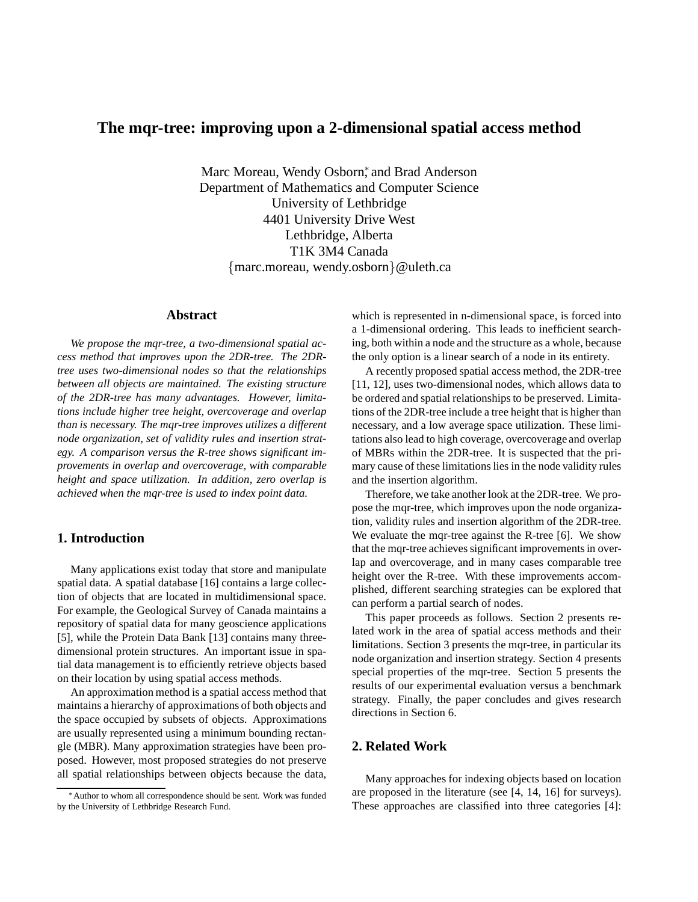# The mqr-tree: improving upon a 2-dimensional spatial access method

Marc Moreau, Wendy Osborn,* and Brad Anderson
Department of Mathematics and Computer Science
University of Lethbridge
4401 University Drive West
Lethbridge, Alberta
T1K 3M4 Canada
{marc.moreau, wendy.osborn}@uleth.ca

## Abstract

*We propose the mqr-tree, a two-dimensional spatial access method that improves upon the 2DR-tree. The 2DR-tree uses two-dimensional nodes so that the relationships between all objects are maintained. The existing structure of the 2DR-tree has many advantages. However, limitations include higher tree height, overcoverage and overlap than is necessary. The mqr-tree improves utilizes a different node organization, set of validity rules and insertion strategy. A comparison versus the R-tree shows significant improvements in overlap and overcoverage, with comparable height and space utilization. In addition, zero overlap is achieved when the mqr-tree is used to index point data.*

## 1. Introduction

Many applications exist today that store and manipulate spatial data. A spatial database [16] contains a large collection of objects that are located in multidimensional space. For example, the Geological Survey of Canada maintains a repository of spatial data for many geoscience applications [5], while the Protein Data Bank [13] contains many three-dimensional protein structures. An important issue in spatial data management is to efficiently retrieve objects based on their location by using spatial access methods.

An approximation method is a spatial access method that maintains a hierarchy of approximations of both objects and the space occupied by subsets of objects. Approximations are usually represented using a minimum bounding rectangle (MBR). Many approximation strategies have been proposed. However, most proposed strategies do not preserve all spatial relationships between objects because the data, which is represented in n-dimensional space, is forced into a 1-dimensional ordering. This leads to inefficient searching, both within a node and the structure as a whole, because the only option is a linear search of a node in its entirety.

A recently proposed spatial access method, the 2DR-tree [11, 12], uses two-dimensional nodes, which allows data to be ordered and spatial relationships to be preserved. Limitations of the 2DR-tree include a tree height that is higher than necessary, and a low average space utilization. These limitations also lead to high coverage, overcoverage and overlap of MBRs within the 2DR-tree. It is suspected that the primary cause of these limitations lies in the node validity rules and the insertion algorithm.

Therefore, we take another look at the 2DR-tree. We propose the mqr-tree, which improves upon the node organization, validity rules and insertion algorithm of the 2DR-tree. We evaluate the mqr-tree against the R-tree [6]. We show that the mqr-tree achieves significant improvements in overlap and overcoverage, and in many cases comparable tree height over the R-tree. With these improvements accomplished, different searching strategies can be explored that can perform a partial search of nodes.

This paper proceeds as follows. Section 2 presents related work in the area of spatial access methods and their limitations. Section 3 presents the mqr-tree, in particular its node organization and insertion strategy. Section 4 presents special properties of the mqr-tree. Section 5 presents the results of our experimental evaluation versus a benchmark strategy. Finally, the paper concludes and gives research directions in Section 6.

## 2. Related Work

Many approaches for indexing objects based on location are proposed in the literature (see [4, 14, 16] for surveys). These approaches are classified into three categories [4]:

*Author to whom all correspondence should be sent. Work was funded by the University of Lethbridge Research Fund.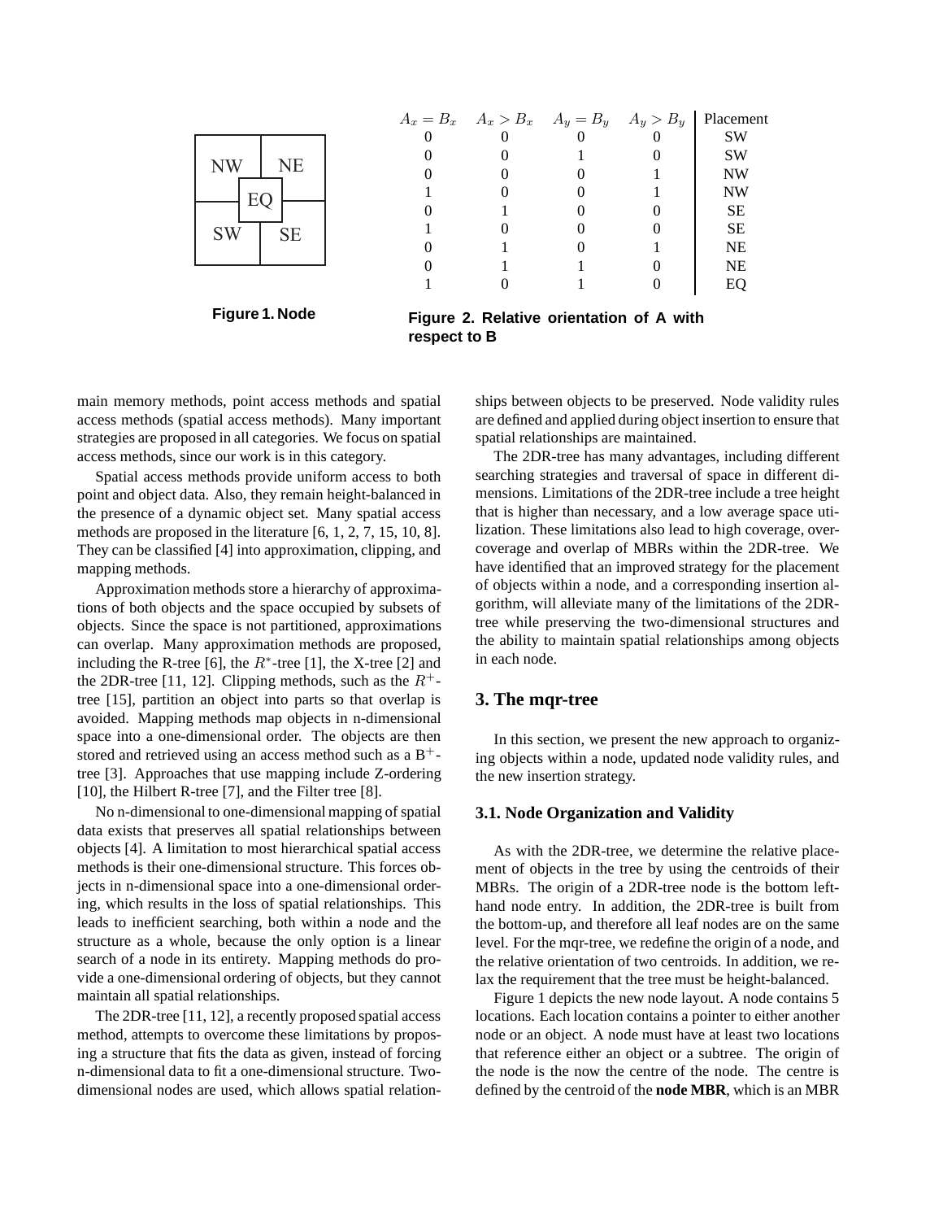| NW | NE |
|---|---|
| EQ | |
| SW | SE |

**Figure 1. Node**

| $A_x = B_x$ | $A_x > B_x$ | $A_y = B_y$ | $A_y > B_y$ | Placement |
|---|---|---|---|---|
| 0 | 0 | 0 | 0 | SW |
| 0 | 0 | 1 | 0 | SW |
| 0 | 0 | 0 | 1 | NW |
| 1 | 0 | 0 | 1 | NW |
| 0 | 1 | 0 | 0 | SE |
| 1 | 0 | 0 | 0 | SE |
| 0 | 1 | 0 | 1 | NE |
| 0 | 1 | 1 | 0 | NE |
| 1 | 0 | 1 | 0 | EQ |

**Figure 2. Relative orientation of A with respect to B**

main memory methods, point access methods and spatial access methods (spatial access methods). Many important strategies are proposed in all categories. We focus on spatial access methods, since our work is in this category.

Spatial access methods provide uniform access to both point and object data. Also, they remain height-balanced in the presence of a dynamic object set. Many spatial access methods are proposed in the literature [6, 1, 2, 7, 15, 10, 8]. They can be classified [4] into approximation, clipping, and mapping methods.

Approximation methods store a hierarchy of approximations of both objects and the space occupied by subsets of objects. Since the space is not partitioned, approximations can overlap. Many approximation methods are proposed, including the R-tree [6], the $R^*$-tree [1], the X-tree [2] and the 2DR-tree [11, 12]. Clipping methods, such as the $R^+$-tree [15], partition an object into parts so that overlap is avoided. Mapping methods map objects in n-dimensional space into a one-dimensional order. The objects are then stored and retrieved using an access method such as a $B^+$-tree [3]. Approaches that use mapping include Z-ordering [10], the Hilbert R-tree [7], and the Filter tree [8].

No n-dimensional to one-dimensional mapping of spatial data exists that preserves all spatial relationships between objects [4]. A limitation to most hierarchical spatial access methods is their one-dimensional structure. This forces objects in n-dimensional space into a one-dimensional ordering, which results in the loss of spatial relationships. This leads to inefficient searching, both within a node and the structure as a whole, because the only option is a linear search of a node in its entirety. Mapping methods do provide a one-dimensional ordering of objects, but they cannot maintain all spatial relationships.

The 2DR-tree [11, 12], a recently proposed spatial access method, attempts to overcome these limitations by proposing a structure that fits the data as given, instead of forcing n-dimensional data to fit a one-dimensional structure. Two-dimensional nodes are used, which allows spatial relationships between objects to be preserved. Node validity rules are defined and applied during object insertion to ensure that spatial relationships are maintained.

The 2DR-tree has many advantages, including different searching strategies and traversal of space in different dimensions. Limitations of the 2DR-tree include a tree height that is higher than necessary, and a low average space utilization. These limitations also lead to high coverage, overcoverage and overlap of MBRs within the 2DR-tree. We have identified that an improved strategy for the placement of objects within a node, and a corresponding insertion algorithm, will alleviate many of the limitations of the 2DR-tree while preserving the two-dimensional structures and the ability to maintain spatial relationships among objects in each node.

## 3. The mqr-tree

In this section, we present the new approach to organizing objects within a node, updated node validity rules, and the new insertion strategy.

### 3.1. Node Organization and Validity

As with the 2DR-tree, we determine the relative placement of objects in the tree by using the centroids of their MBRs. The origin of a 2DR-tree node is the bottom left-hand node entry. In addition, the 2DR-tree is built from the bottom-up, and therefore all leaf nodes are on the same level. For the mqr-tree, we redefine the origin of a node, and the relative orientation of two centroids. In addition, we relax the requirement that the tree must be height-balanced.

Figure 1 depicts the new node layout. A node contains 5 locations. Each location contains a pointer to either another node or an object. A node must have at least two locations that reference either an object or a subtree. The origin of the node is the now the centre of the node. The centre is defined by the centroid of the **node MBR**, which is an MBR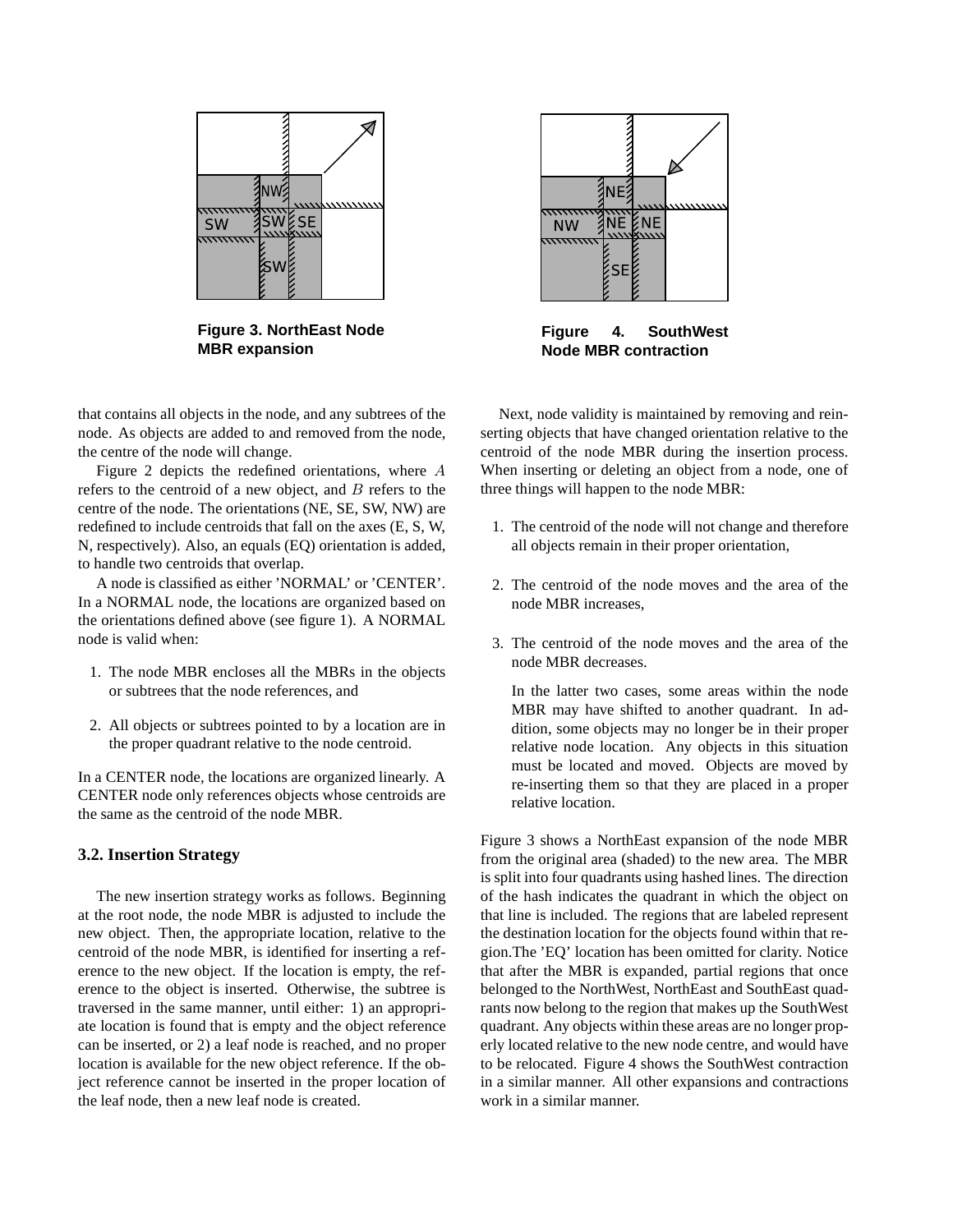Figure 3. NorthEast Node MBR expansion

Figure 4. SouthWest Node MBR contraction

that contains all objects in the node, and any subtrees of the node. As objects are added to and removed from the node, the centre of the node will change.

Figure 2 depicts the redefined orientations, where $A$ refers to the centroid of a new object, and $B$ refers to the centre of the node. The orientations (NE, SE, SW, NW) are redefined to include centroids that fall on the axes (E, S, W, N, respectively). Also, an equals (EQ) orientation is added, to handle two centroids that overlap.

A node is classified as either 'NORMAL' or 'CENTER'. In a NORMAL node, the locations are organized based on the orientations defined above (see figure 1). A NORMAL node is valid when:

1. The node MBR encloses all the MBRs in the objects or subtrees that the node references, and
2. All objects or subtrees pointed to by a location are in the proper quadrant relative to the node centroid.

In a CENTER node, the locations are organized linearly. A CENTER node only references objects whose centroids are the same as the centroid of the node MBR.

### 3.2. Insertion Strategy

The new insertion strategy works as follows. Beginning at the root node, the node MBR is adjusted to include the new object. Then, the appropriate location, relative to the centroid of the node MBR, is identified for inserting a reference to the new object. If the location is empty, the reference to the object is inserted. Otherwise, the subtree is traversed in the same manner, until either: 1) an appropriate location is found that is empty and the object reference can be inserted, or 2) a leaf node is reached, and no proper location is available for the new object reference. If the object reference cannot be inserted in the proper location of the leaf node, then a new leaf node is created.

Next, node validity is maintained by removing and reinserting objects that have changed orientation relative to the centroid of the node MBR during the insertion process. When inserting or deleting an object from a node, one of three things will happen to the node MBR:

1. The centroid of the node will not change and therefore all objects remain in their proper orientation,
2. The centroid of the node moves and the area of the node MBR increases,
3. The centroid of the node moves and the area of the node MBR decreases.

   In the latter two cases, some areas within the node MBR may have shifted to another quadrant. In addition, some objects may no longer be in their proper relative node location. Any objects in this situation must be located and moved. Objects are moved by re-inserting them so that they are placed in a proper relative location.

Figure 3 shows a NorthEast expansion of the node MBR from the original area (shaded) to the new area. The MBR is split into four quadrants using hashed lines. The direction of the hash indicates the quadrant in which the object on that line is included. The regions that are labeled represent the destination location for the objects found within that region.The 'EQ' location has been omitted for clarity. Notice that after the MBR is expanded, partial regions that once belonged to the NorthWest, NorthEast and SouthEast quadrants now belong to the region that makes up the SouthWest quadrant. Any objects within these areas are no longer properly located relative to the new node centre, and would have to be relocated. Figure 4 shows the SouthWest contraction in a similar manner. All other expansions and contractions work in a similar manner.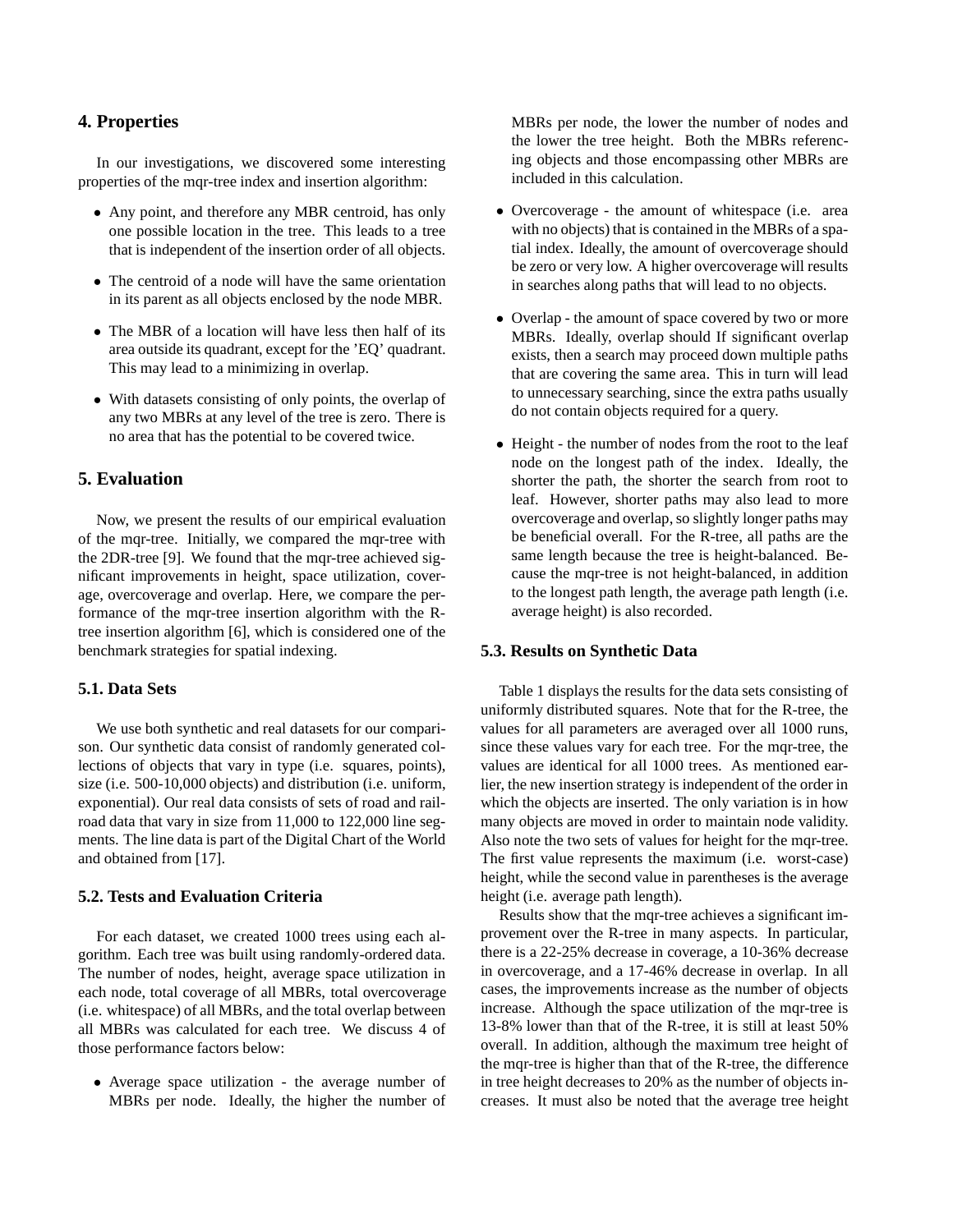## 4. Properties

In our investigations, we discovered some interesting properties of the mqr-tree index and insertion algorithm:

- Any point, and therefore any MBR centroid, has only one possible location in the tree. This leads to a tree that is independent of the insertion order of all objects.
- The centroid of a node will have the same orientation in its parent as all objects enclosed by the node MBR.
- The MBR of a location will have less then half of its area outside its quadrant, except for the 'EQ' quadrant. This may lead to a minimizing in overlap.
- With datasets consisting of only points, the overlap of any two MBRs at any level of the tree is zero. There is no area that has the potential to be covered twice.

## 5. Evaluation

Now, we present the results of our empirical evaluation of the mqr-tree. Initially, we compared the mqr-tree with the 2DR-tree [9]. We found that the mqr-tree achieved significant improvements in height, space utilization, coverage, overcoverage and overlap. Here, we compare the performance of the mqr-tree insertion algorithm with the R-tree insertion algorithm [6], which is considered one of the benchmark strategies for spatial indexing.

### 5.1. Data Sets

We use both synthetic and real datasets for our comparison. Our synthetic data consist of randomly generated collections of objects that vary in type (i.e. squares, points), size (i.e. 500-10,000 objects) and distribution (i.e. uniform, exponential). Our real data consists of sets of road and railroad data that vary in size from 11,000 to 122,000 line segments. The line data is part of the Digital Chart of the World and obtained from [17].

### 5.2. Tests and Evaluation Criteria

For each dataset, we created 1000 trees using each algorithm. Each tree was built using randomly-ordered data. The number of nodes, height, average space utilization in each node, total coverage of all MBRs, total overcoverage (i.e. whitespace) of all MBRs, and the total overlap between all MBRs was calculated for each tree. We discuss 4 of those performance factors below:

- Average space utilization - the average number of MBRs per node. Ideally, the higher the number of MBRs per node, the lower the number of nodes and the lower the tree height. Both the MBRs referencing objects and those encompassing other MBRs are included in this calculation.
- Overcoverage - the amount of whitespace (i.e. area with no objects) that is contained in the MBRs of a spatial index. Ideally, the amount of overcoverage should be zero or very low. A higher overcoverage will results in searches along paths that will lead to no objects.
- Overlap - the amount of space covered by two or more MBRs. Ideally, overlap should If significant overlap exists, then a search may proceed down multiple paths that are covering the same area. This in turn will lead to unnecessary searching, since the extra paths usually do not contain objects required for a query.
- Height - the number of nodes from the root to the leaf node on the longest path of the index. Ideally, the shorter the path, the shorter the search from root to leaf. However, shorter paths may also lead to more overcoverage and overlap, so slightly longer paths may be beneficial overall. For the R-tree, all paths are the same length because the tree is height-balanced. Because the mqr-tree is not height-balanced, in addition to the longest path length, the average path length (i.e. average height) is also recorded.

### 5.3. Results on Synthetic Data

Table 1 displays the results for the data sets consisting of uniformly distributed squares. Note that for the R-tree, the values for all parameters are averaged over all 1000 runs, since these values vary for each tree. For the mqr-tree, the values are identical for all 1000 trees. As mentioned earlier, the new insertion strategy is independent of the order in which the objects are inserted. The only variation is in how many objects are moved in order to maintain node validity. Also note the two sets of values for height for the mqr-tree. The first value represents the maximum (i.e. worst-case) height, while the second value in parentheses is the average height (i.e. average path length).

Results show that the mqr-tree achieves a significant improvement over the R-tree in many aspects. In particular, there is a 22-25% decrease in coverage, a 10-36% decrease in overcoverage, and a 17-46% decrease in overlap. In all cases, the improvements increase as the number of objects increase. Although the space utilization of the mqr-tree is 13-8% lower than that of the R-tree, it is still at least 50% overall. In addition, although the maximum tree height of the mqr-tree is higher than that of the R-tree, the difference in tree height decreases to 20% as the number of objects increases. It must also be noted that the average tree height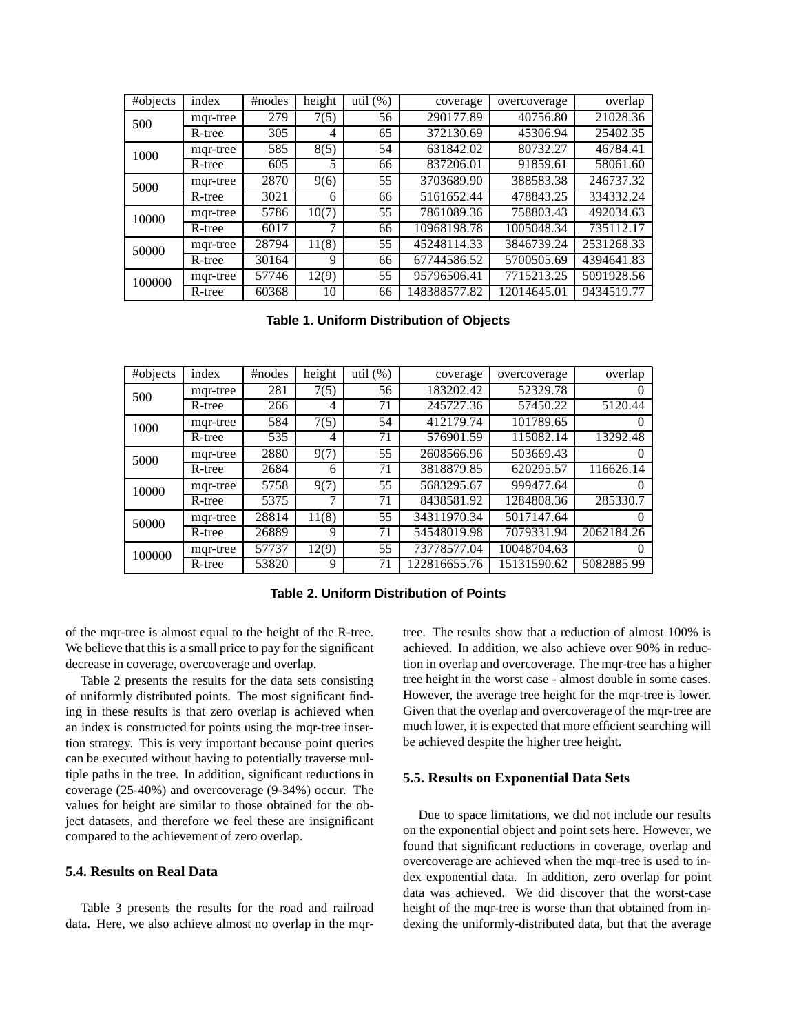| #objects | index | #nodes | height | util (%) | coverage | overcoverage | overlap |
|---|---|---|---|---|---|---|---|
| 500 | mqr-tree | 279 | 7(5) | 56 | 290177.89 | 40756.80 | 21028.36 |
| | R-tree | 305 | 4 | 65 | 372130.69 | 45306.94 | 25402.35 |
| 1000 | mqr-tree | 585 | 8(5) | 54 | 631842.02 | 80732.27 | 46784.41 |
| | R-tree | 605 | 5 | 66 | 837206.01 | 91859.61 | 58061.60 |
| 5000 | mqr-tree | 2870 | 9(6) | 55 | 3703689.90 | 388583.38 | 246737.32 |
| | R-tree | 3021 | 6 | 66 | 5161652.44 | 478843.25 | 334332.24 |
| 10000 | mqr-tree | 5786 | 10(7) | 55 | 7861089.36 | 758803.43 | 492034.63 |
| | R-tree | 6017 | 7 | 66 | 10968198.78 | 1005048.34 | 735112.17 |
| 50000 | mqr-tree | 28794 | 11(8) | 55 | 45248114.33 | 3846739.24 | 2531268.33 |
| | R-tree | 30164 | 9 | 66 | 67744586.52 | 5700505.69 | 4394641.83 |
| 100000 | mqr-tree | 57746 | 12(9) | 55 | 95796506.41 | 7715213.25 | 5091928.56 |
| | R-tree | 60368 | 10 | 66 | 148388577.82 | 12014645.01 | 9434519.77 |

**Table 1. Uniform Distribution of Objects**

| #objects | index | #nodes | height | util (%) | coverage | overcoverage | overlap |
|---|---|---|---|---|---|---|---|
| 500 | mqr-tree | 281 | 7(5) | 56 | 183202.42 | 52329.78 | 0 |
| | R-tree | 266 | 4 | 71 | 245727.36 | 57450.22 | 5120.44 |
| 1000 | mqr-tree | 584 | 7(5) | 54 | 412179.74 | 101789.65 | 0 |
| | R-tree | 535 | 4 | 71 | 576901.59 | 115082.14 | 13292.48 |
| 5000 | mqr-tree | 2880 | 9(7) | 55 | 2608566.96 | 503669.43 | 0 |
| | R-tree | 2684 | 6 | 71 | 3818879.85 | 620295.57 | 116626.14 |
| 10000 | mqr-tree | 5758 | 9(7) | 55 | 5683295.67 | 999477.64 | 0 |
| | R-tree | 5375 | 7 | 71 | 8438581.92 | 1284808.36 | 285330.7 |
| 50000 | mqr-tree | 28814 | 11(8) | 55 | 34311970.34 | 5017147.64 | 0 |
| | R-tree | 26889 | 9 | 71 | 54548019.98 | 7079331.94 | 2062184.26 |
| 100000 | mqr-tree | 57737 | 12(9) | 55 | 73778577.04 | 10048704.63 | 0 |
| | R-tree | 53820 | 9 | 71 | 122816655.76 | 15131590.62 | 5082885.99 |

**Table 2. Uniform Distribution of Points**

of the mqr-tree is almost equal to the height of the R-tree. We believe that this is a small price to pay for the significant decrease in coverage, overcoverage and overlap.

Table 2 presents the results for the data sets consisting of uniformly distributed points. The most significant finding in these results is that zero overlap is achieved when an index is constructed for points using the mqr-tree insertion strategy. This is very important because point queries can be executed without having to potentially traverse multiple paths in the tree. In addition, significant reductions in coverage (25-40%) and overcoverage (9-34%) occur. The values for height are similar to those obtained for the object datasets, and therefore we feel these are insignificant compared to the achievement of zero overlap.

### 5.4. Results on Real Data

Table 3 presents the results for the road and railroad data. Here, we also achieve almost no overlap in the mqr-tree. The results show that a reduction of almost 100% is achieved. In addition, we also achieve over 90% in reduction in overlap and overcoverage. The mqr-tree has a higher tree height in the worst case - almost double in some cases. However, the average tree height for the mqr-tree is lower. Given that the overlap and overcoverage of the mqr-tree are much lower, it is expected that more efficient searching will be achieved despite the higher tree height.

### 5.5. Results on Exponential Data Sets

Due to space limitations, we did not include our results on the exponential object and point sets here. However, we found that significant reductions in coverage, overlap and overcoverage are achieved when the mqr-tree is used to index exponential data. In addition, zero overlap for point data was achieved. We did discover that the worst-case height of the mqr-tree is worse than that obtained from indexing the uniformly-distributed data, but that the average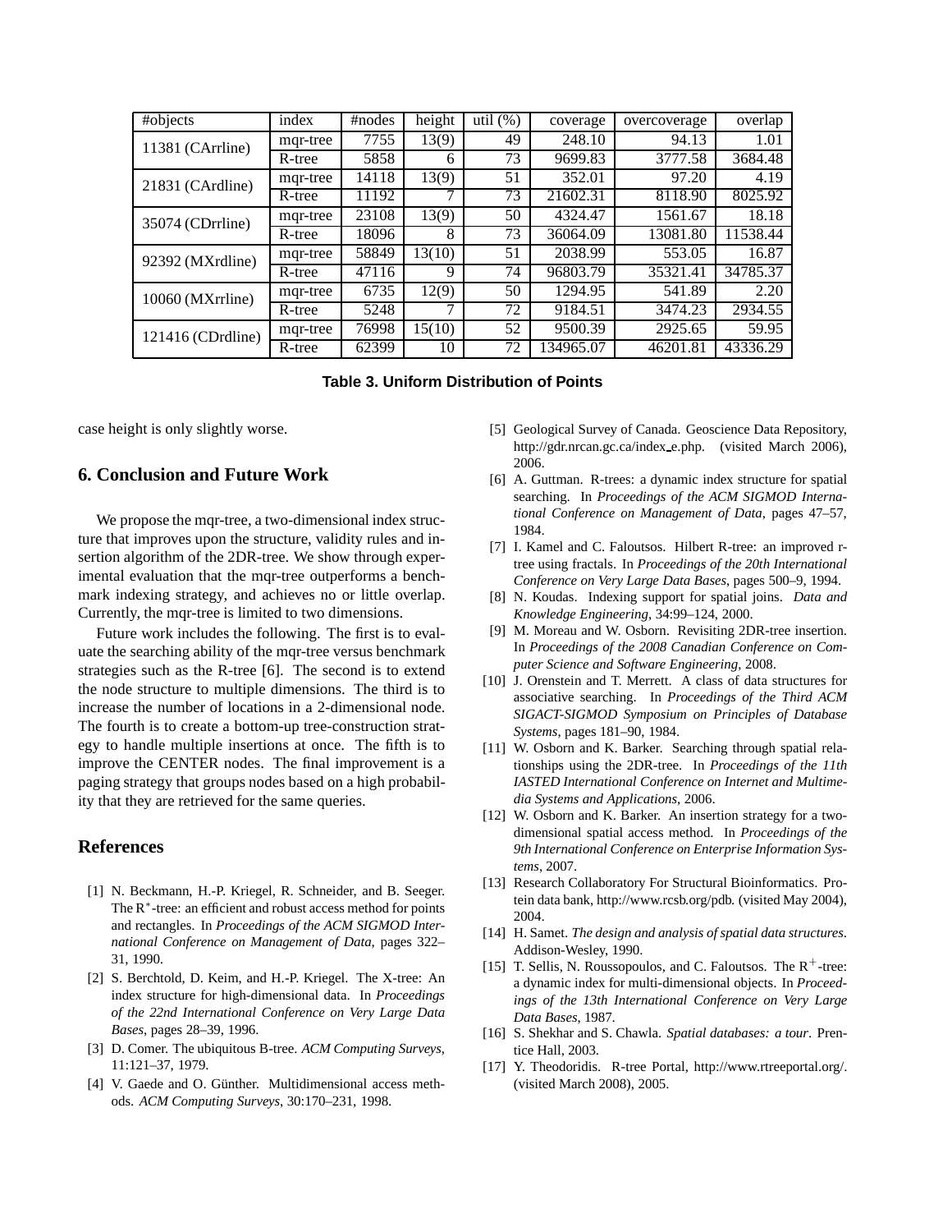| #objects | index | #nodes | height | util (%) | coverage | overcoverage | overlap |
|---|---|---|---|---|---|---|---|
| 11381 (CArrline) | mqr-tree | 7755 | 13(9) | 49 | 248.10 | 94.13 | 1.01 |
| | R-tree | 5858 | 6 | 73 | 9699.83 | 3777.58 | 3684.48 |
| 21831 (CArdline) | mqr-tree | 14118 | 13(9) | 51 | 352.01 | 97.20 | 4.19 |
| | R-tree | 11192 | 7 | 73 | 21602.31 | 8118.90 | 8025.92 |
| 35074 (CDrrline) | mqr-tree | 23108 | 13(9) | 50 | 4324.47 | 1561.67 | 18.18 |
| | R-tree | 18096 | 8 | 73 | 36064.09 | 13081.80 | 11538.44 |
| 92392 (MXrdline) | mqr-tree | 58849 | 13(10) | 51 | 2038.99 | 553.05 | 16.87 |
| | R-tree | 47116 | 9 | 74 | 96803.79 | 35321.41 | 34785.37 |
| 10060 (MXrrline) | mqr-tree | 6735 | 12(9) | 50 | 1294.95 | 541.89 | 2.20 |
| | R-tree | 5248 | 7 | 72 | 9184.51 | 3474.23 | 2934.55 |
| 121416 (CDrdline) | mqr-tree | 76998 | 15(10) | 52 | 9500.39 | 2925.65 | 59.95 |
| | R-tree | 62399 | 10 | 72 | 134965.07 | 46201.81 | 43336.29 |

**Table 3. Uniform Distribution of Points**

case height is only slightly worse.

## 6. Conclusion and Future Work

We propose the mqr-tree, a two-dimensional index structure that improves upon the structure, validity rules and insertion algorithm of the 2DR-tree. We show through experimental evaluation that the mqr-tree outperforms a benchmark indexing strategy, and achieves no or little overlap. Currently, the mqr-tree is limited to two dimensions.

Future work includes the following. The first is to evaluate the searching ability of the mqr-tree versus benchmark strategies such as the R-tree [6]. The second is to extend the node structure to multiple dimensions. The third is to increase the number of locations in a 2-dimensional node. The fourth is to create a bottom-up tree-construction strategy to handle multiple insertions at once. The fifth is to improve the CENTER nodes. The final improvement is a paging strategy that groups nodes based on a high probability that they are retrieved for the same queries.

## References

[1] N. Beckmann, H.-P. Kriegel, R. Schneider, and B. Seeger. The R$^*$-tree: an efficient and robust access method for points and rectangles. In *Proceedings of the ACM SIGMOD International Conference on Management of Data*, pages 322–31, 1990.

[2] S. Berchtold, D. Keim, and H.-P. Kriegel. The X-tree: An index structure for high-dimensional data. In *Proceedings of the 22nd International Conference on Very Large Data Bases*, pages 28–39, 1996.

[3] D. Comer. The ubiquitous B-tree. *ACM Computing Surveys*, 11:121–37, 1979.

[4] V. Gaede and O. Günther. Multidimensional access methods. *ACM Computing Surveys*, 30:170–231, 1998.

[5] Geological Survey of Canada. Geoscience Data Repository, http://gdr.nrcan.gc.ca/index_e.php. (visited March 2006), 2006.

[6] A. Guttman. R-trees: a dynamic index structure for spatial searching. In *Proceedings of the ACM SIGMOD International Conference on Management of Data*, pages 47–57, 1984.

[7] I. Kamel and C. Faloutsos. Hilbert R-tree: an improved r-tree using fractals. In *Proceedings of the 20th International Conference on Very Large Data Bases*, pages 500–9, 1994.

[8] N. Koudas. Indexing support for spatial joins. *Data and Knowledge Engineering*, 34:99–124, 2000.

[9] M. Moreau and W. Osborn. Revisiting 2DR-tree insertion. In *Proceedings of the 2008 Canadian Conference on Computer Science and Software Engineering*, 2008.

[10] J. Orenstein and T. Merrett. A class of data structures for associative searching. In *Proceedings of the Third ACM SIGACT-SIGMOD Symposium on Principles of Database Systems*, pages 181–90, 1984.

[11] W. Osborn and K. Barker. Searching through spatial relationships using the 2DR-tree. In *Proceedings of the 11th IASTED International Conference on Internet and Multimedia Systems and Applications*, 2006.

[12] W. Osborn and K. Barker. An insertion strategy for a two-dimensional spatial access method. In *Proceedings of the 9th International Conference on Enterprise Information Systems*, 2007.

[13] Research Collaboratory For Structural Bioinformatics. Protein data bank, http://www.rcsb.org/pdb. (visited May 2004), 2004.

[14] H. Samet. *The design and analysis of spatial data structures*. Addison-Wesley, 1990.

[15] T. Sellis, N. Roussopoulos, and C. Faloutsos. The R$^+$-tree: a dynamic index for multi-dimensional objects. In *Proceedings of the 13th International Conference on Very Large Data Bases*, 1987.

[16] S. Shekhar and S. Chawla. *Spatial databases: a tour*. Prentice Hall, 2003.

[17] Y. Theodoridis. R-tree Portal, http://www.rtreeportal.org/. (visited March 2008), 2005.